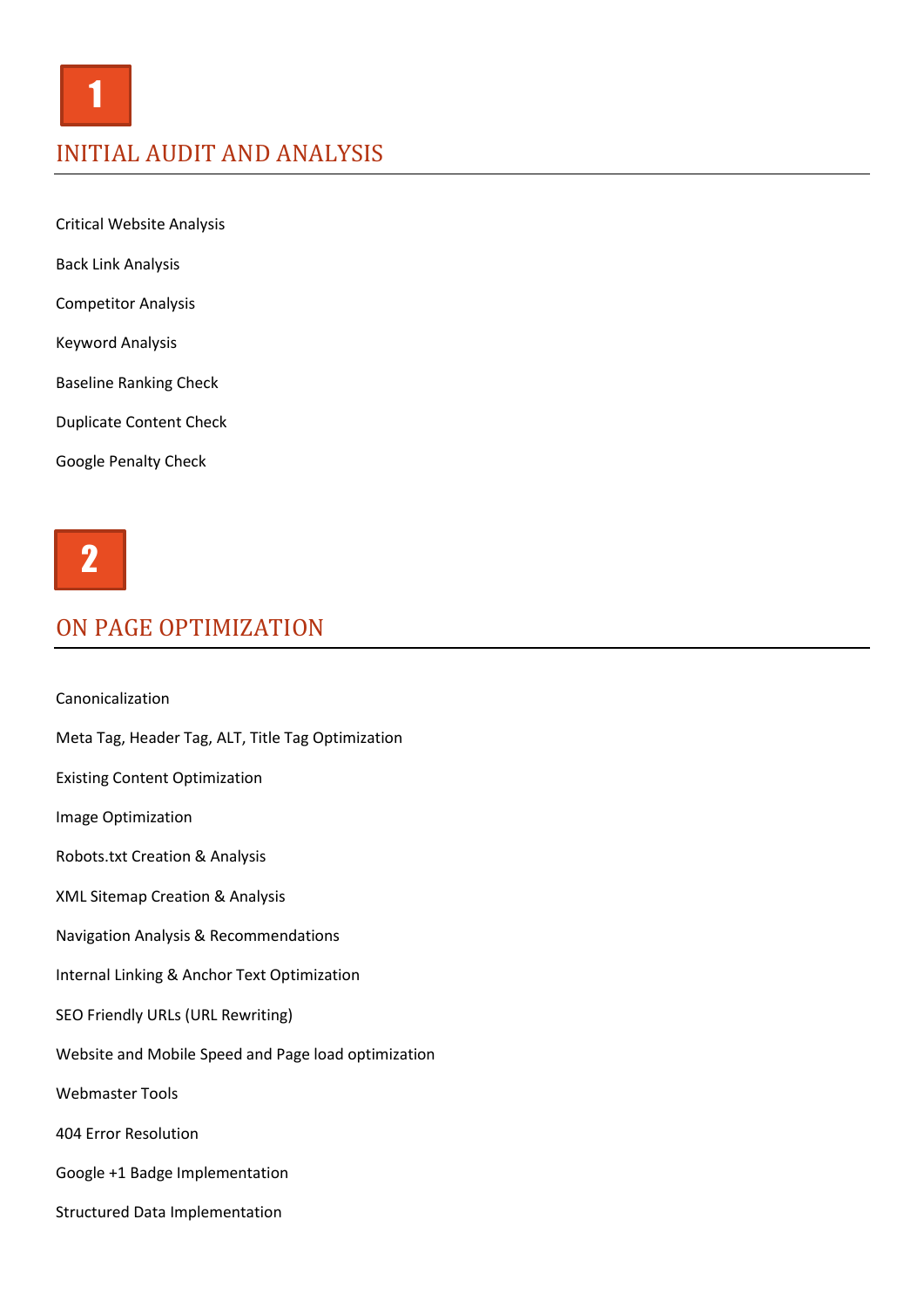1

## INITIAL AUDIT AND ANALYSIS

Critical Website Analysis

Back Link Analysis

Competitor Analysis

Keyword Analysis

Baseline Ranking Check

Duplicate Content Check

Google Penalty Check

2

## ON PAGE OPTIMIZATION

Canonicalization

Meta Tag, Header Tag, ALT, Title Tag Optimization

Existing Content Optimization

Image Optimization

Robots.txt Creation & Analysis

XML Sitemap Creation & Analysis

Navigation Analysis & Recommendations

Internal Linking & Anchor Text Optimization

SEO Friendly URLs (URL Rewriting)

Website and Mobile Speed and Page load optimization

Webmaster Tools

404 Error Resolution

Google +1 Badge Implementation

Structured Data Implementation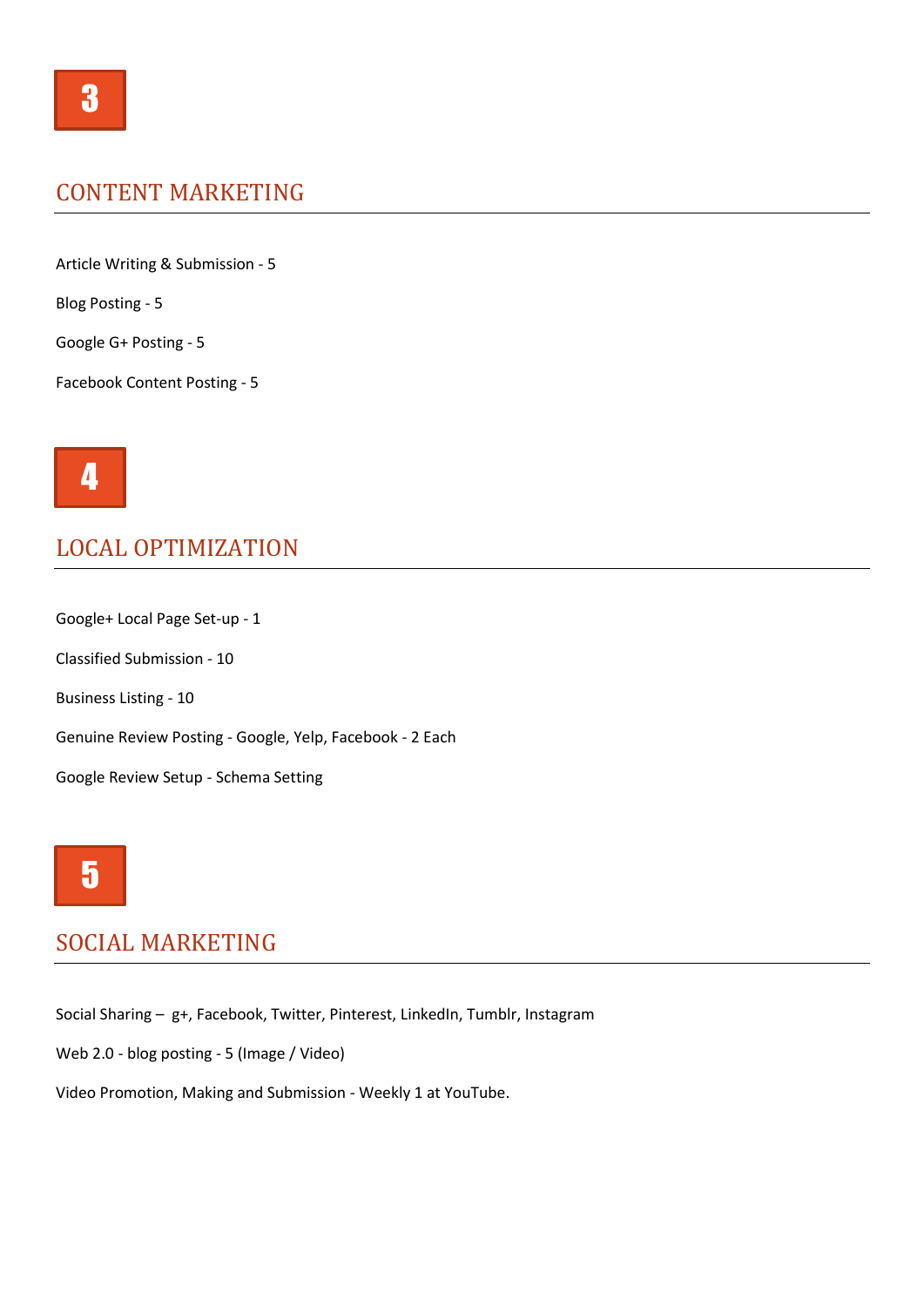3

## CONTENT MARKETING

Article Writing & Submission - 5

Blog Posting - 5

Google G+ Posting - 5

Facebook Content Posting - 5

4

## LOCAL OPTIMIZATION

Google+ Local Page Set-up - 1

Classified Submission - 10

Business Listing - 10

Genuine Review Posting - Google, Yelp, Facebook - 2 Each

Google Review Setup - Schema Setting

5

## SOCIAL MARKETING

Social Sharing – g+, Facebook, Twitter, Pinterest, LinkedIn, Tumblr, Instagram

Web 2.0 - blog posting - 5 (Image / Video)

Video Promotion, Making and Submission - Weekly 1 at YouTube.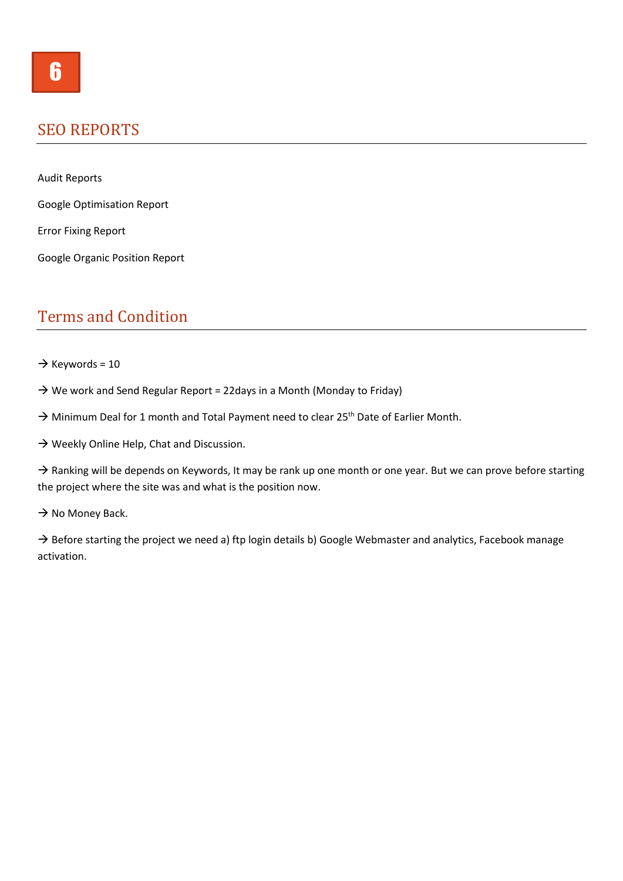6

## SEO REPORTS

Audit Reports

Google Optimisation Report

Error Fixing Report

Google Organic Position Report

## Terms and Condition

→ Keywords = 10

→ We work and Send Regular Report = 22days in a Month (Monday to Friday)

→ Minimum Deal for 1 month and Total Payment need to clear 25th Date of Earlier Month.

→ Weekly Online Help, Chat and Discussion.

→ Ranking will be depends on Keywords, It may be rank up one month or one year. But we can prove before starting the project where the site was and what is the position now.

→ No Money Back.

→ Before starting the project we need a) ftp login details b) Google Webmaster and analytics, Facebook manage activation.